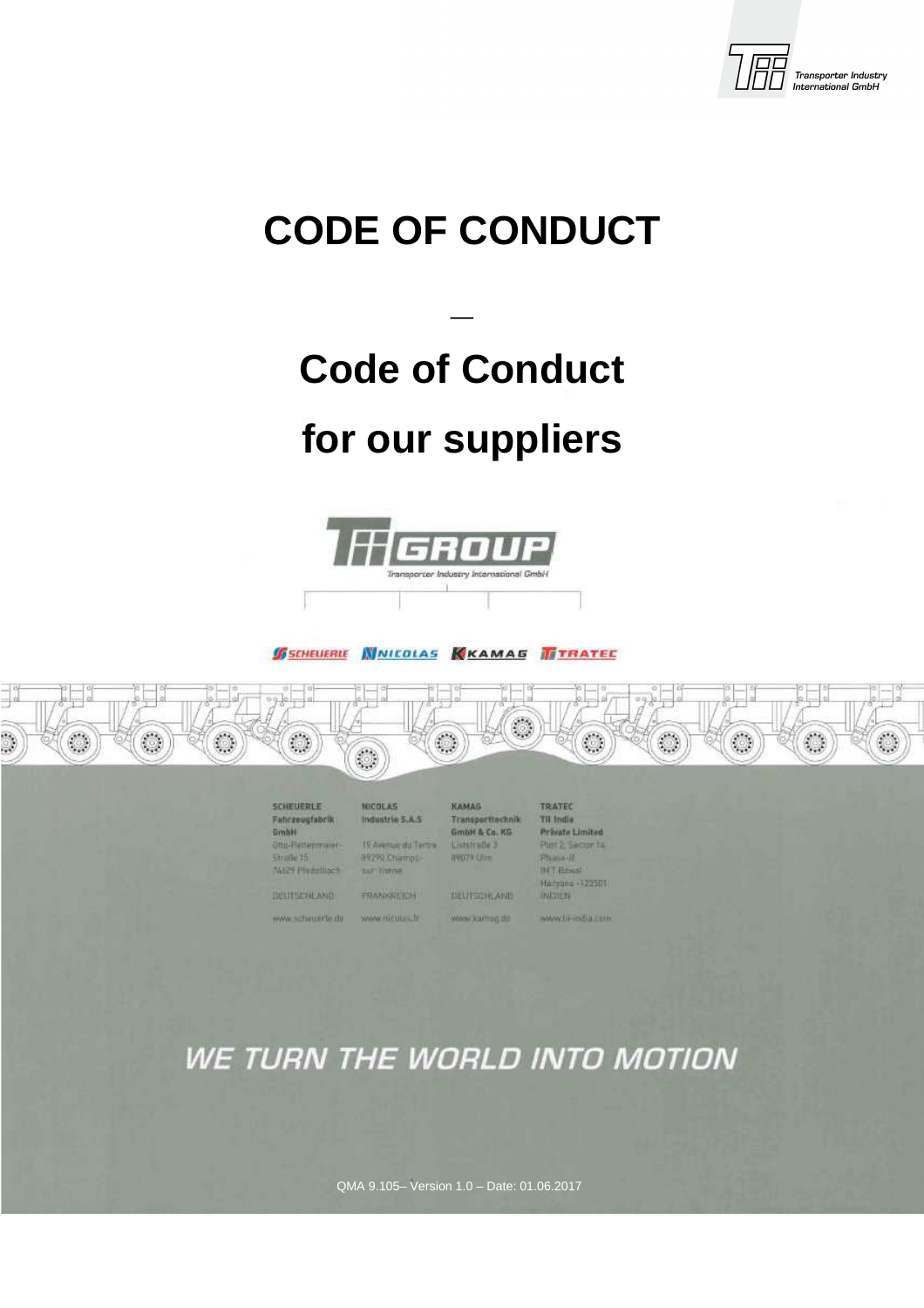Transporter Industry International GmbH

# CODE OF CONDUCT

—

# Code of Conduct

# for our suppliers

TII GROUP

Transporter Industry International GmbH

SCHEUERLE NICOLAS KAMAG TRATEC

| SCHEUERLE | NICOLAS | KAMAG | TRATEC |
| --- | --- | --- | --- |
| Fahrzeugfabrik GmbH | Industrie S.A.S | Transporttechnik GmbH & Co. KG | TII India Private Limited |
| Otto-Rettenmaier-Straße 15 74629 Pfedelbach | 15 Avenue du Tertre 89290 Champs-sur-Yonne | Liststraße 3 89079 Ulm | Plot 2, Sector 14 Phase-II IMT Bawal Haryana -123501 |
| DEUTSCHLAND | FRANKREICH | DEUTSCHLAND | INDIEN |
| www.scheuerle.de | www.nicolas.fr | www.kamag.de | www.tii-india.com |

*WE TURN THE WORLD INTO MOTION*

QMA 9.105– Version 1.0 – Date: 01.06.2017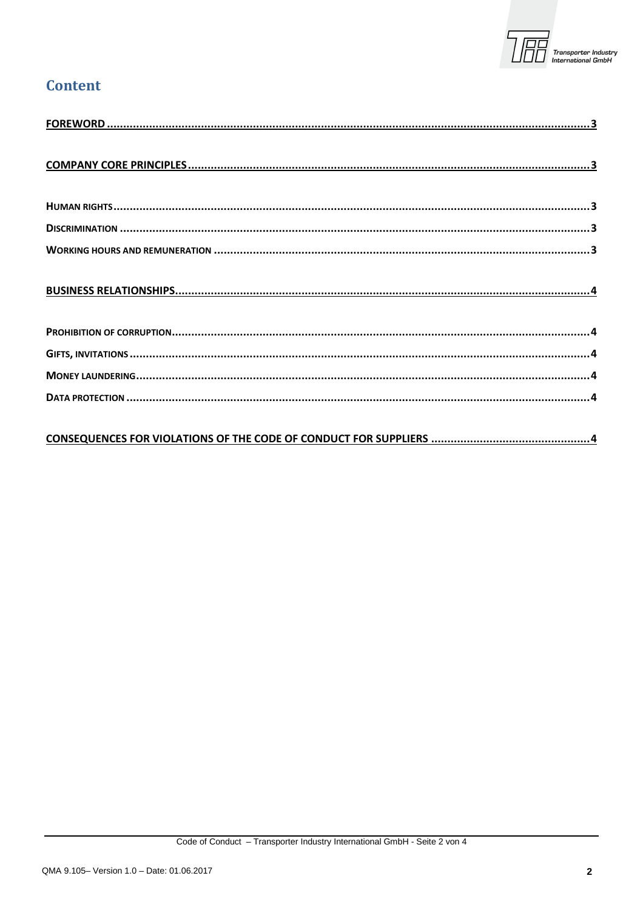# Content

**FOREWORD** ..... 3

**COMPANY CORE PRINCIPLES** ..... 3

**HUMAN RIGHTS** ..... 3

**DISCRIMINATION** ..... 3

**WORKING HOURS AND REMUNERATION** ..... 3

**BUSINESS RELATIONSHIPS** ..... 4

**PROHIBITION OF CORRUPTION** ..... 4

**GIFTS, INVITATIONS** ..... 4

**MONEY LAUNDERING** ..... 4

**DATA PROTECTION** ..... 4

**CONSEQUENCES FOR VIOLATIONS OF THE CODE OF CONDUCT FOR SUPPLIERS** ..... 4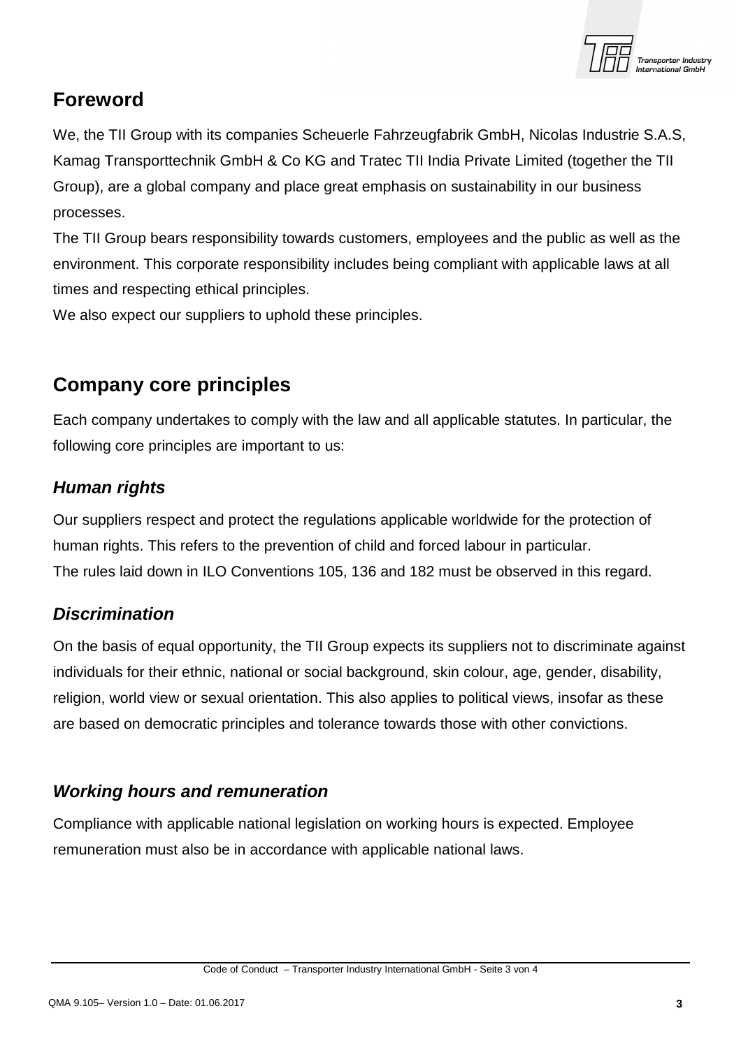## Foreword

We, the TII Group with its companies Scheuerle Fahrzeugfabrik GmbH, Nicolas Industrie S.A.S, Kamag Transporttechnik GmbH & Co KG and Tratec TII India Private Limited (together the TII Group), are a global company and place great emphasis on sustainability in our business processes.

The TII Group bears responsibility towards customers, employees and the public as well as the environment. This corporate responsibility includes being compliant with applicable laws at all times and respecting ethical principles.

We also expect our suppliers to uphold these principles.

## Company core principles

Each company undertakes to comply with the law and all applicable statutes. In particular, the following core principles are important to us:

### *Human rights*

Our suppliers respect and protect the regulations applicable worldwide for the protection of human rights. This refers to the prevention of child and forced labour in particular.

The rules laid down in ILO Conventions 105, 136 and 182 must be observed in this regard.

### *Discrimination*

On the basis of equal opportunity, the TII Group expects its suppliers not to discriminate against individuals for their ethnic, national or social background, skin colour, age, gender, disability, religion, world view or sexual orientation. This also applies to political views, insofar as these are based on democratic principles and tolerance towards those with other convictions.

### *Working hours and remuneration*

Compliance with applicable national legislation on working hours is expected. Employee remuneration must also be in accordance with applicable national laws.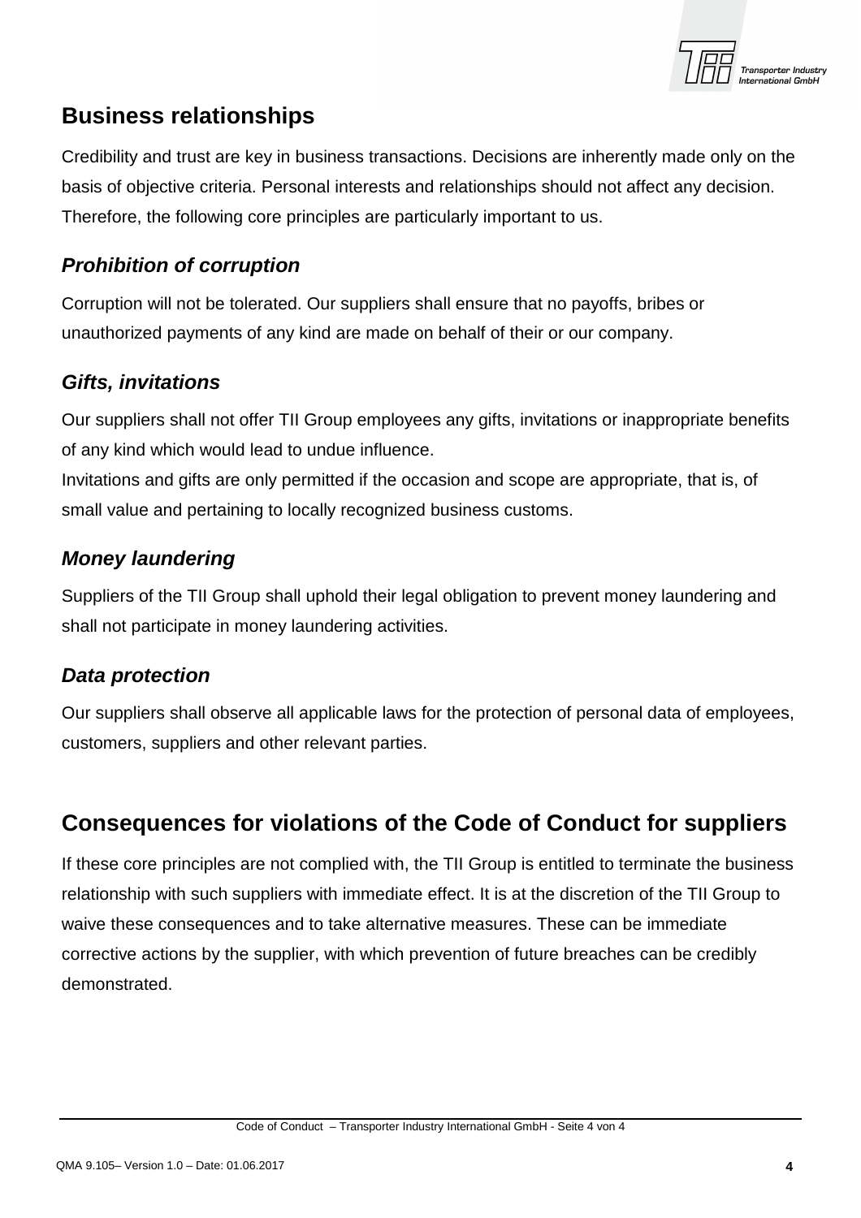## Business relationships

Credibility and trust are key in business transactions. Decisions are inherently made only on the basis of objective criteria. Personal interests and relationships should not affect any decision. Therefore, the following core principles are particularly important to us.

### *Prohibition of corruption*

Corruption will not be tolerated. Our suppliers shall ensure that no payoffs, bribes or unauthorized payments of any kind are made on behalf of their or our company.

### *Gifts, invitations*

Our suppliers shall not offer TII Group employees any gifts, invitations or inappropriate benefits of any kind which would lead to undue influence.
Invitations and gifts are only permitted if the occasion and scope are appropriate, that is, of small value and pertaining to locally recognized business customs.

### *Money laundering*

Suppliers of the TII Group shall uphold their legal obligation to prevent money laundering and shall not participate in money laundering activities.

### *Data protection*

Our suppliers shall observe all applicable laws for the protection of personal data of employees, customers, suppliers and other relevant parties.

## Consequences for violations of the Code of Conduct for suppliers

If these core principles are not complied with, the TII Group is entitled to terminate the business relationship with such suppliers with immediate effect. It is at the discretion of the TII Group to waive these consequences and to take alternative measures. These can be immediate corrective actions by the supplier, with which prevention of future breaches can be credibly demonstrated.